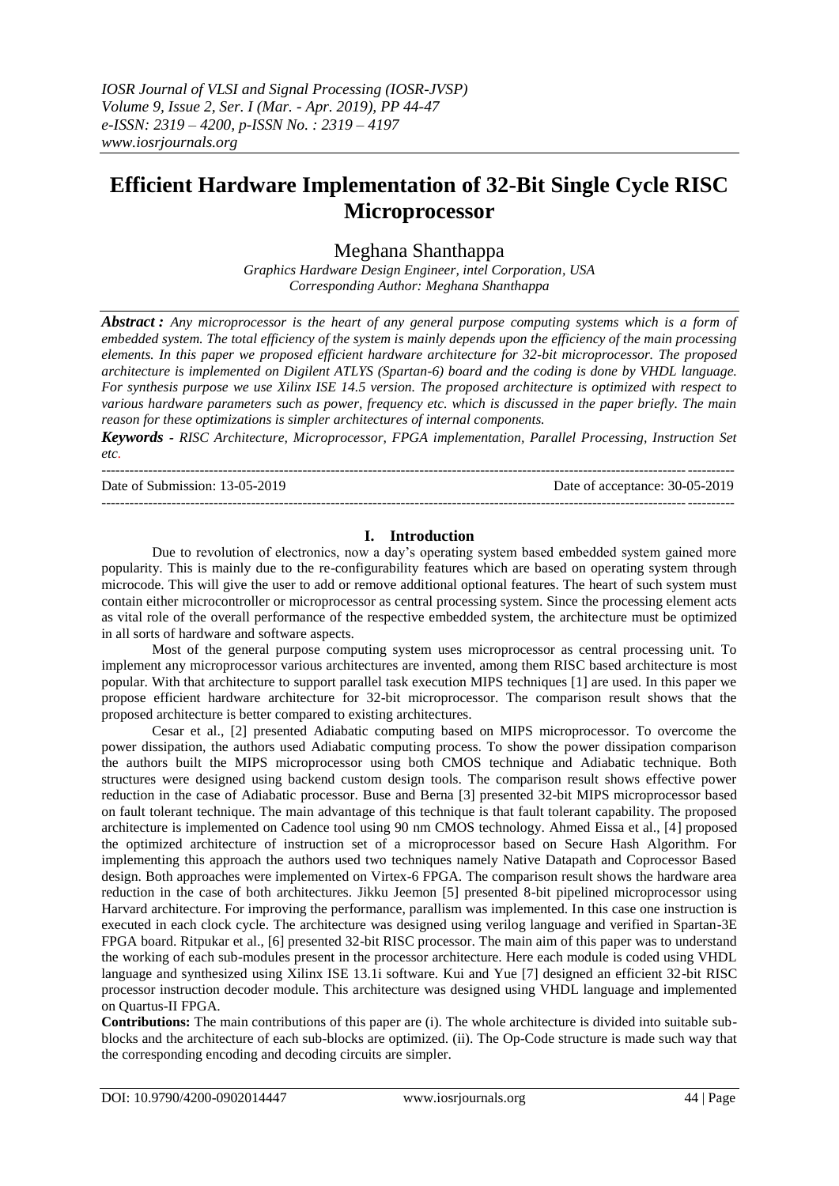# Efficient Hardware Implementation of 32-Bit Single Cycle RISC Microprocessor

Meghana Shanthappa

*Graphics Hardware Design Engineer, intel Corporation, USA*
*Corresponding Author: Meghana Shanthappa*

***Abstract :*** *Any microprocessor is the heart of any general purpose computing systems which is a form of embedded system. The total efficiency of the system is mainly depends upon the efficiency of the main processing elements. In this paper we proposed efficient hardware architecture for 32-bit microprocessor. The proposed architecture is implemented on Digilent ATLYS (Spartan-6) board and the coding is done by VHDL language. For synthesis purpose we use Xilinx ISE 14.5 version. The proposed architecture is optimized with respect to various hardware parameters such as power, frequency etc. which is discussed in the paper briefly. The main reason for these optimizations is simpler architectures of internal components.*

***Keywords -*** *RISC Architecture, Microprocessor, FPGA implementation, Parallel Processing, Instruction Set etc.*

---

Date of Submission: 13-05-2019 | Date of acceptance: 30-05-2019

---

## I. Introduction

Due to revolution of electronics, now a day's operating system based embedded system gained more popularity. This is mainly due to the re-configurability features which are based on operating system through microcode. This will give the user to add or remove additional optional features. The heart of such system must contain either microcontroller or microprocessor as central processing system. Since the processing element acts as vital role of the overall performance of the respective embedded system, the architecture must be optimized in all sorts of hardware and software aspects.

Most of the general purpose computing system uses microprocessor as central processing unit. To implement any microprocessor various architectures are invented, among them RISC based architecture is most popular. With that architecture to support parallel task execution MIPS techniques [1] are used. In this paper we propose efficient hardware architecture for 32-bit microprocessor. The comparison result shows that the proposed architecture is better compared to existing architectures.

Cesar et al., [2] presented Adiabatic computing based on MIPS microprocessor. To overcome the power dissipation, the authors used Adiabatic computing process. To show the power dissipation comparison the authors built the MIPS microprocessor using both CMOS technique and Adiabatic technique. Both structures were designed using backend custom design tools. The comparison result shows effective power reduction in the case of Adiabatic processor. Buse and Berna [3] presented 32-bit MIPS microprocessor based on fault tolerant technique. The main advantage of this technique is that fault tolerant capability. The proposed architecture is implemented on Cadence tool using 90 nm CMOS technology. Ahmed Eissa et al., [4] proposed the optimized architecture of instruction set of a microprocessor based on Secure Hash Algorithm. For implementing this approach the authors used two techniques namely Native Datapath and Coprocessor Based design. Both approaches were implemented on Virtex-6 FPGA. The comparison result shows the hardware area reduction in the case of both architectures. Jikku Jeemon [5] presented 8-bit pipelined microprocessor using Harvard architecture. For improving the performance, parallism was implemented. In this case one instruction is executed in each clock cycle. The architecture was designed using verilog language and verified in Spartan-3E FPGA board. Ritpukar et al., [6] presented 32-bit RISC processor. The main aim of this paper was to understand the working of each sub-modules present in the processor architecture. Here each module is coded using VHDL language and synthesized using Xilinx ISE 13.1i software. Kui and Yue [7] designed an efficient 32-bit RISC processor instruction decoder module. This architecture was designed using VHDL language and implemented on Quartus-II FPGA.

**Contributions:** The main contributions of this paper are (i). The whole architecture is divided into suitable sub-blocks and the architecture of each sub-blocks are optimized. (ii). The Op-Code structure is made such way that the corresponding encoding and decoding circuits are simpler.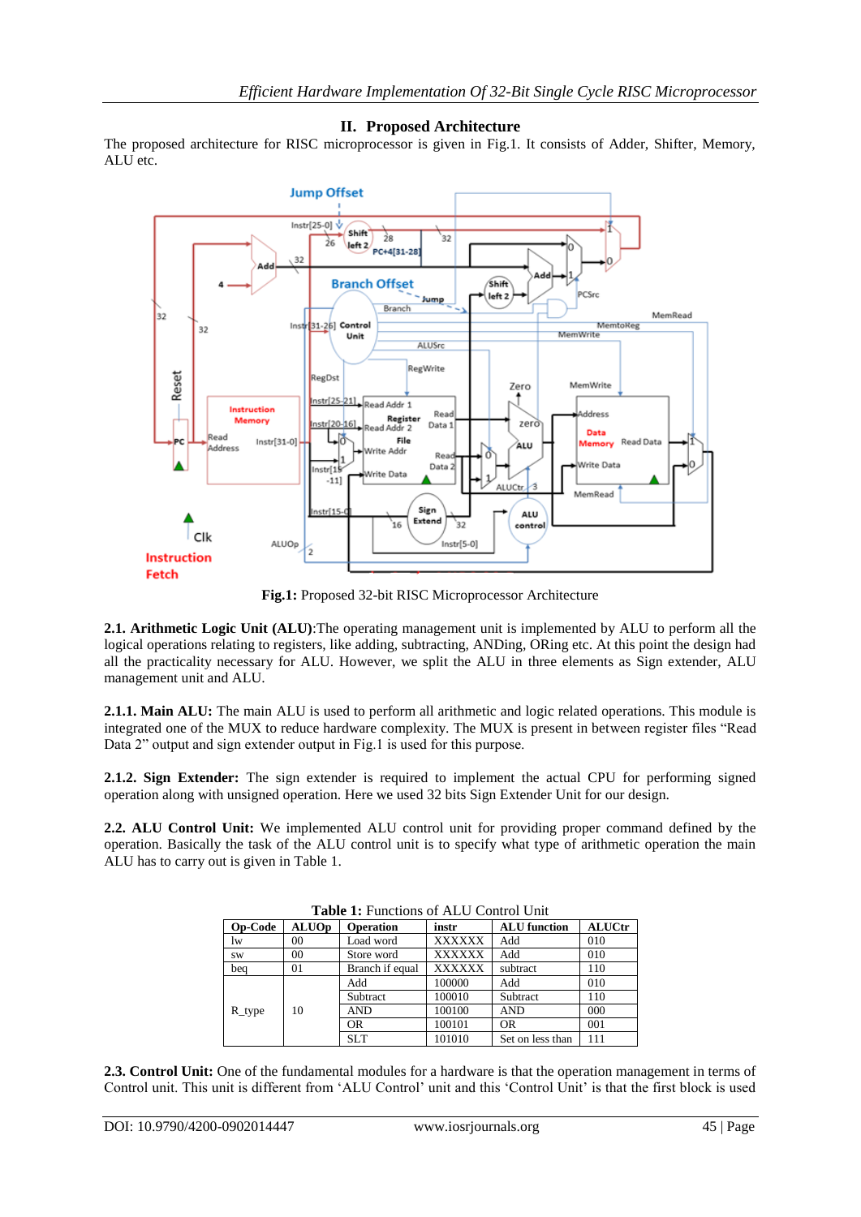## II. Proposed Architecture

The proposed architecture for RISC microprocessor is given in Fig.1. It consists of Adder, Shifter, Memory, ALU etc.

**Fig.1:** Proposed 32-bit RISC Microprocessor Architecture

**2.1. Arithmetic Logic Unit (ALU)**:The operating management unit is implemented by ALU to perform all the logical operations relating to registers, like adding, subtracting, ANDing, ORing etc. At this point the design had all the practicality necessary for ALU. However, we split the ALU in three elements as Sign extender, ALU management unit and ALU.

**2.1.1. Main ALU:** The main ALU is used to perform all arithmetic and logic related operations. This module is integrated one of the MUX to reduce hardware complexity. The MUX is present in between register files "Read Data 2" output and sign extender output in Fig.1 is used for this purpose.

**2.1.2. Sign Extender:** The sign extender is required to implement the actual CPU for performing signed operation along with unsigned operation. Here we used 32 bits Sign Extender Unit for our design.

**2.2. ALU Control Unit:** We implemented ALU control unit for providing proper command defined by the operation. Basically the task of the ALU control unit is to specify what type of arithmetic operation the main ALU has to carry out is given in Table 1.

**Table 1:** Functions of ALU Control Unit

| Op-Code | ALUOp | Operation | instr | ALU function | ALUCtr |
|---|---|---|---|---|---|
| lw | 00 | Load word | XXXXXX | Add | 010 |
| sw | 00 | Store word | XXXXXX | Add | 010 |
| beq | 01 | Branch if equal | XXXXXX | subtract | 110 |
| R_type | 10 | Add | 100000 | Add | 010 |
| | | Subtract | 100010 | Subtract | 110 |
| | | AND | 100100 | AND | 000 |
| | | OR | 100101 | OR | 001 |
| | | SLT | 101010 | Set on less than | 111 |

**2.3. Control Unit:** One of the fundamental modules for a hardware is that the operation management in terms of Control unit. This unit is different from 'ALU Control' unit and this 'Control Unit' is that the first block is used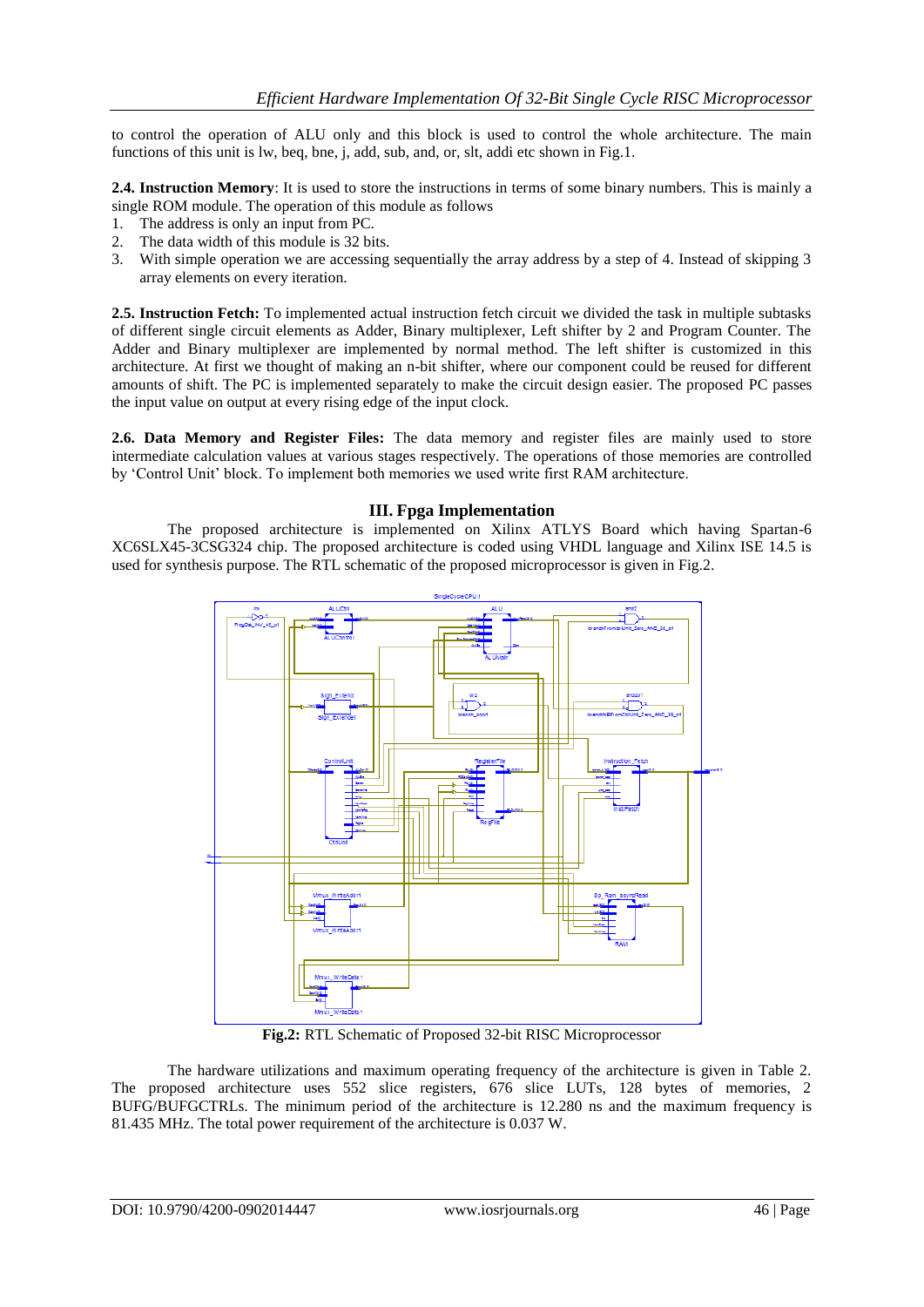to control the operation of ALU only and this block is used to control the whole architecture. The main functions of this unit is lw, beq, bne, j, add, sub, and, or, slt, addi etc shown in Fig.1.

**2.4. Instruction Memory**: It is used to store the instructions in terms of some binary numbers. This is mainly a single ROM module. The operation of this module as follows

1. The address is only an input from PC.
2. The data width of this module is 32 bits.
3. With simple operation we are accessing sequentially the array address by a step of 4. Instead of skipping 3 array elements on every iteration.

**2.5. Instruction Fetch:** To implemented actual instruction fetch circuit we divided the task in multiple subtasks of different single circuit elements as Adder, Binary multiplexer, Left shifter by 2 and Program Counter. The Adder and Binary multiplexer are implemented by normal method. The left shifter is customized in this architecture. At first we thought of making an n-bit shifter, where our component could be reused for different amounts of shift. The PC is implemented separately to make the circuit design easier. The proposed PC passes the input value on output at every rising edge of the input clock.

**2.6. Data Memory and Register Files:** The data memory and register files are mainly used to store intermediate calculation values at various stages respectively. The operations of those memories are controlled by 'Control Unit' block. To implement both memories we used write first RAM architecture.

## III. Fpga Implementation

The proposed architecture is implemented on Xilinx ATLYS Board which having Spartan-6 XC6SLX45-3CSG324 chip. The proposed architecture is coded using VHDL language and Xilinx ISE 14.5 is used for synthesis purpose. The RTL schematic of the proposed microprocessor is given in Fig.2.

**Fig.2:** RTL Schematic of Proposed 32-bit RISC Microprocessor

The hardware utilizations and maximum operating frequency of the architecture is given in Table 2. The proposed architecture uses 552 slice registers, 676 slice LUTs, 128 bytes of memories, 2 BUFG/BUFGCTRLs. The minimum period of the architecture is 12.280 ns and the maximum frequency is 81.435 MHz. The total power requirement of the architecture is 0.037 W.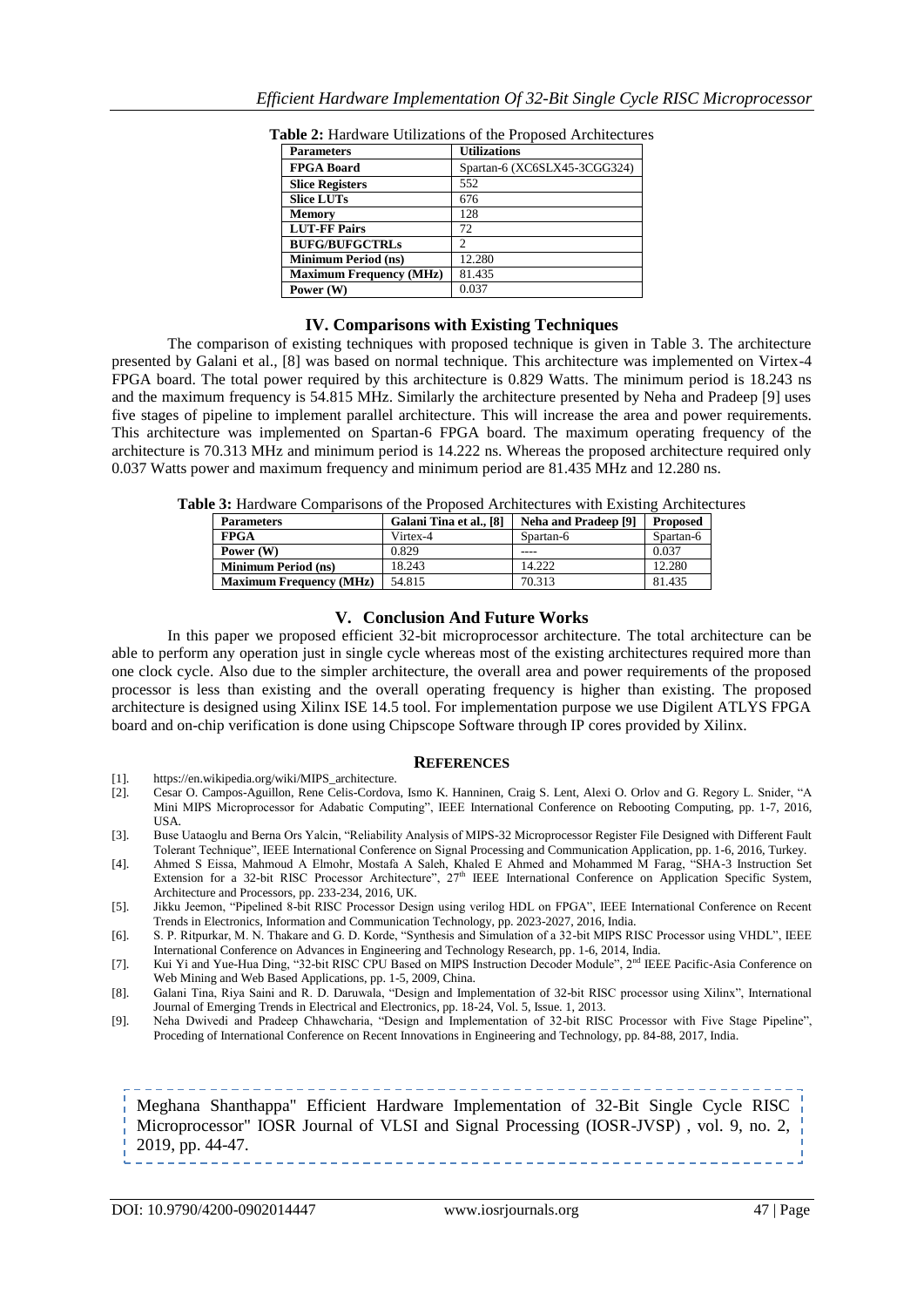**Table 2:** Hardware Utilizations of the Proposed Architectures

| Parameters | Utilizations |
|---|---|
| FPGA Board | Spartan-6 (XC6SLX45-3CGG324) |
| Slice Registers | 552 |
| Slice LUTs | 676 |
| Memory | 128 |
| LUT-FF Pairs | 72 |
| BUFG/BUFGCTRLs | 2 |
| Minimum Period (ns) | 12.280 |
| Maximum Frequency (MHz) | 81.435 |
| Power (W) | 0.037 |

## IV. Comparisons with Existing Techniques

The comparison of existing techniques with proposed technique is given in Table 3. The architecture presented by Galani et al., [8] was based on normal technique. This architecture was implemented on Virtex-4 FPGA board. The total power required by this architecture is 0.829 Watts. The minimum period is 18.243 ns and the maximum frequency is 54.815 MHz. Similarly the architecture presented by Neha and Pradeep [9] uses five stages of pipeline to implement parallel architecture. This will increase the area and power requirements. This architecture was implemented on Spartan-6 FPGA board. The maximum operating frequency of the architecture is 70.313 MHz and minimum period is 14.222 ns. Whereas the proposed architecture required only 0.037 Watts power and maximum frequency and minimum period are 81.435 MHz and 12.280 ns.

**Table 3:** Hardware Comparisons of the Proposed Architectures with Existing Architectures

| Parameters | Galani Tina et al., [8] | Neha and Pradeep [9] | Proposed |
|---|---|---|---|
| FPGA | Virtex-4 | Spartan-6 | Spartan-6 |
| Power (W) | 0.829 | ---- | 0.037 |
| Minimum Period (ns) | 18.243 | 14.222 | 12.280 |
| Maximum Frequency (MHz) | 54.815 | 70.313 | 81.435 |

## V. Conclusion And Future Works

In this paper we proposed efficient 32-bit microprocessor architecture. The total architecture can be able to perform any operation just in single cycle whereas most of the existing architectures required more than one clock cycle. Also due to the simpler architecture, the overall area and power requirements of the proposed processor is less than existing and the overall operating frequency is higher than existing. The proposed architecture is designed using Xilinx ISE 14.5 tool. For implementation purpose we use Digilent ATLYS FPGA board and on-chip verification is done using Chipscope Software through IP cores provided by Xilinx.

## References

[1]. https://en.wikipedia.org/wiki/MIPS_architecture.

[2]. Cesar O. Campos-Aguillon, Rene Celis-Cordova, Ismo K. Hanninen, Craig S. Lent, Alexi O. Orlov and G. Regory L. Snider, "A Mini MIPS Microprocessor for Adabatic Computing", IEEE International Conference on Rebooting Computing, pp. 1-7, 2016, USA.

[3]. Buse Uataoglu and Berna Ors Yalcin, "Reliability Analysis of MIPS-32 Microprocessor Register File Designed with Different Fault Tolerant Technique", IEEE International Conference on Signal Processing and Communication Application, pp. 1-6, 2016, Turkey.

[4]. Ahmed S Eissa, Mahmoud A Elmohr, Mostafa A Saleh, Khaled E Ahmed and Mohammed M Farag, "SHA-3 Instruction Set Extension for a 32-bit RISC Processor Architecture", 27th IEEE International Conference on Application Specific System, Architecture and Processors, pp. 233-234, 2016, UK.

[5]. Jikku Jeemon, "Pipelined 8-bit RISC Processor Design using verilog HDL on FPGA", IEEE International Conference on Recent Trends in Electronics, Information and Communication Technology, pp. 2023-2027, 2016, India.

[6]. S. P. Ritpurkar, M. N. Thakare and G. D. Korde, "Synthesis and Simulation of a 32-bit MIPS RISC Processor using VHDL", IEEE International Conference on Advances in Engineering and Technology Research, pp. 1-6, 2014, India.

[7]. Kui Yi and Yue-Hua Ding, "32-bit RISC CPU Based on MIPS Instruction Decoder Module", 2nd IEEE Pacific-Asia Conference on Web Mining and Web Based Applications, pp. 1-5, 2009, China.

[8]. Galani Tina, Riya Saini and R. D. Daruwala, "Design and Implementation of 32-bit RISC processor using Xilinx", International Journal of Emerging Trends in Electrical and Electronics, pp. 18-24, Vol. 5, Issue. 1, 2013.

[9]. Neha Dwivedi and Pradeep Chhawcharia, "Design and Implementation of 32-bit RISC Processor with Five Stage Pipeline", Proceding of International Conference on Recent Innovations in Engineering and Technology, pp. 84-88, 2017, India.

Meghana Shanthappa" Efficient Hardware Implementation of 32-Bit Single Cycle RISC Microprocessor" IOSR Journal of VLSI and Signal Processing (IOSR-JVSP) , vol. 9, no. 2, 2019, pp. 44-47.